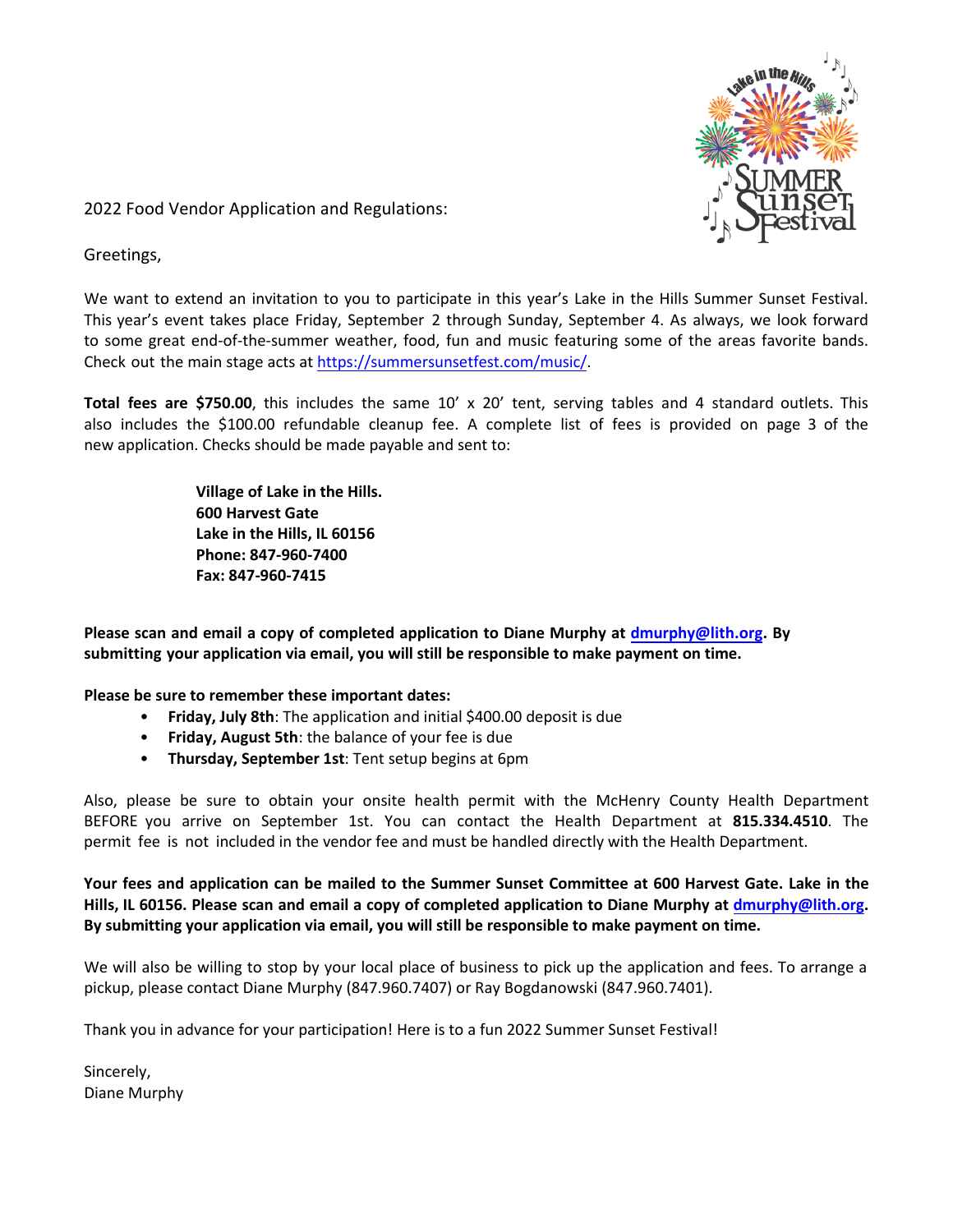2022 Food Vendor Application and Regulations:

Greetings,

We want to extend an invitation to you to participate in this year's Lake in the Hills Summer Sunset Festival. This year's event takes place Friday, September 2 through Sunday, September 4. As always, we look forward to some great end-of-the-summer weather, food, fun and music featuring some of the areas favorite bands. Check out the main stage acts at https://summersunsetfest.com/music/.

**Total fees are $750.00**, this includes the same 10' x 20' tent, serving tables and 4 standard outlets. This also includes the $100.00 refundable cleanup fee. A complete list of fees is provided on page 3 of the new application. Checks should be made payable and sent to:

> **Village of Lake in the Hills.**
> **600 Harvest Gate**
> **Lake in the Hills, IL 60156**
> **Phone: 847-960-7400**
> **Fax: 847-960-7415**

**Please scan and email a copy of completed application to Diane Murphy at dmurphy@lith.org. By submitting your application via email, you will still be responsible to make payment on time.**

**Please be sure to remember these important dates:**

- **Friday, July 8th**: The application and initial $400.00 deposit is due
- **Friday, August 5th**: the balance of your fee is due
- **Thursday, September 1st**: Tent setup begins at 6pm

Also, please be sure to obtain your onsite health permit with the McHenry County Health Department BEFORE you arrive on September 1st. You can contact the Health Department at **815.334.4510**. The permit fee is not included in the vendor fee and must be handled directly with the Health Department.

**Your fees and application can be mailed to the Summer Sunset Committee at 600 Harvest Gate. Lake in the Hills, IL 60156. Please scan and email a copy of completed application to Diane Murphy at dmurphy@lith.org. By submitting your application via email, you will still be responsible to make payment on time.**

We will also be willing to stop by your local place of business to pick up the application and fees. To arrange a pickup, please contact Diane Murphy (847.960.7407) or Ray Bogdanowski (847.960.7401).

Thank you in advance for your participation! Here is to a fun 2022 Summer Sunset Festival!

Sincerely,
Diane Murphy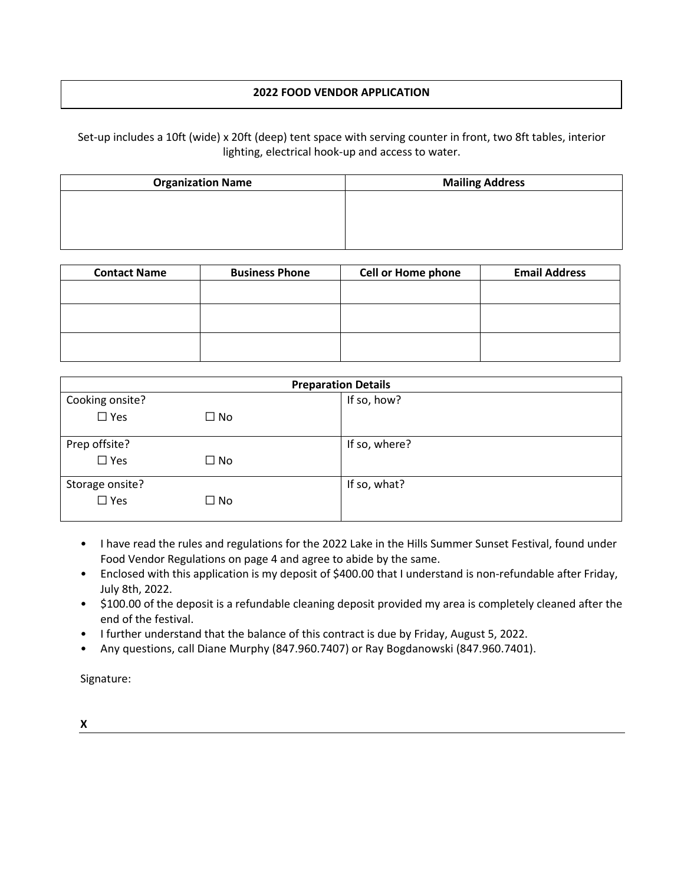## 2022 FOOD VENDOR APPLICATION

Set-up includes a 10ft (wide) x 20ft (deep) tent space with serving counter in front, two 8ft tables, interior lighting, electrical hook-up and access to water.

| Organization Name | Mailing Address |
|---|---|
| | |

| Contact Name | Business Phone | Cell or Home phone | Email Address |
|---|---|---|---|
| | | | |
| | | | |
| | | | |

| Preparation Details | |
|---|---|
| Cooking onsite?<br>☐ Yes ☐ No | If so, how? |
| Prep offsite?<br>☐ Yes ☐ No | If so, where? |
| Storage onsite?<br>☐ Yes ☐ No | If so, what? |

- I have read the rules and regulations for the 2022 Lake in the Hills Summer Sunset Festival, found under Food Vendor Regulations on page 4 and agree to abide by the same.
- Enclosed with this application is my deposit of $400.00 that I understand is non-refundable after Friday, July 8th, 2022.
- $100.00 of the deposit is a refundable cleaning deposit provided my area is completely cleaned after the end of the festival.
- I further understand that the balance of this contract is due by Friday, August 5, 2022.
- Any questions, call Diane Murphy (847.960.7407) or Ray Bogdanowski (847.960.7401).

Signature:

**X** ______________________________________________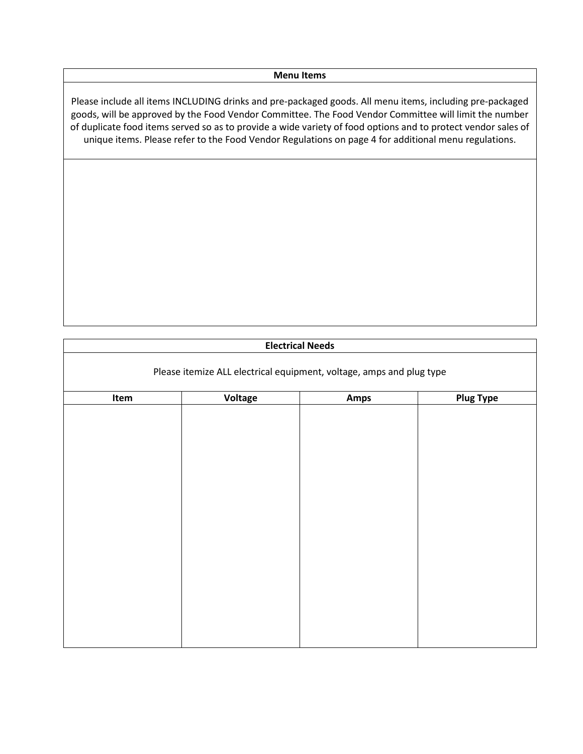| Menu Items |
|---|
| Please include all items INCLUDING drinks and pre-packaged goods. All menu items, including pre-packaged goods, will be approved by the Food Vendor Committee. The Food Vendor Committee will limit the number of duplicate food items served so as to provide a wide variety of food options and to protect vendor sales of unique items. Please refer to the Food Vendor Regulations on page 4 for additional menu regulations. |
| |

| Electrical Needs | | | |
|---|---|---|---|
| Please itemize ALL electrical equipment, voltage, amps and plug type | | | |
| **Item** | **Voltage** | **Amps** | **Plug Type** |
| | | | |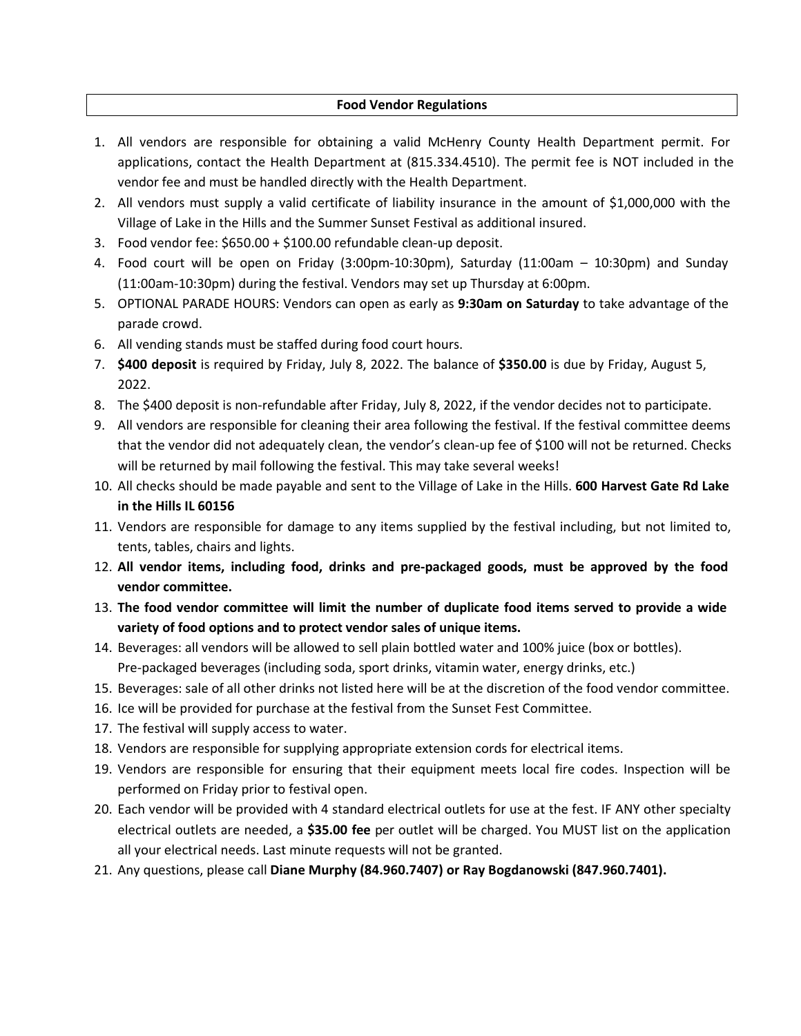## Food Vendor Regulations

1. All vendors are responsible for obtaining a valid McHenry County Health Department permit. For applications, contact the Health Department at (815.334.4510). The permit fee is NOT included in the vendor fee and must be handled directly with the Health Department.
2. All vendors must supply a valid certificate of liability insurance in the amount of $1,000,000 with the Village of Lake in the Hills and the Summer Sunset Festival as additional insured.
3. Food vendor fee: $650.00 + $100.00 refundable clean-up deposit.
4. Food court will be open on Friday (3:00pm-10:30pm), Saturday (11:00am – 10:30pm) and Sunday (11:00am-10:30pm) during the festival. Vendors may set up Thursday at 6:00pm.
5. OPTIONAL PARADE HOURS: Vendors can open as early as **9:30am on Saturday** to take advantage of the parade crowd.
6. All vending stands must be staffed during food court hours.
7. **$400 deposit** is required by Friday, July 8, 2022. The balance of **$350.00** is due by Friday, August 5, 2022.
8. The $400 deposit is non-refundable after Friday, July 8, 2022, if the vendor decides not to participate.
9. All vendors are responsible for cleaning their area following the festival. If the festival committee deems that the vendor did not adequately clean, the vendor's clean-up fee of $100 will not be returned. Checks will be returned by mail following the festival. This may take several weeks!
10. All checks should be made payable and sent to the Village of Lake in the Hills. **600 Harvest Gate Rd Lake in the Hills IL 60156**
11. Vendors are responsible for damage to any items supplied by the festival including, but not limited to, tents, tables, chairs and lights.
12. **All vendor items, including food, drinks and pre-packaged goods, must be approved by the food vendor committee.**
13. **The food vendor committee will limit the number of duplicate food items served to provide a wide variety of food options and to protect vendor sales of unique items.**
14. Beverages: all vendors will be allowed to sell plain bottled water and 100% juice (box or bottles). Pre-packaged beverages (including soda, sport drinks, vitamin water, energy drinks, etc.)
15. Beverages: sale of all other drinks not listed here will be at the discretion of the food vendor committee.
16. Ice will be provided for purchase at the festival from the Sunset Fest Committee.
17. The festival will supply access to water.
18. Vendors are responsible for supplying appropriate extension cords for electrical items.
19. Vendors are responsible for ensuring that their equipment meets local fire codes. Inspection will be performed on Friday prior to festival open.
20. Each vendor will be provided with 4 standard electrical outlets for use at the fest. IF ANY other specialty electrical outlets are needed, a **$35.00 fee** per outlet will be charged. You MUST list on the application all your electrical needs. Last minute requests will not be granted.
21. Any questions, please call **Diane Murphy (84.960.7407) or Ray Bogdanowski (847.960.7401).**